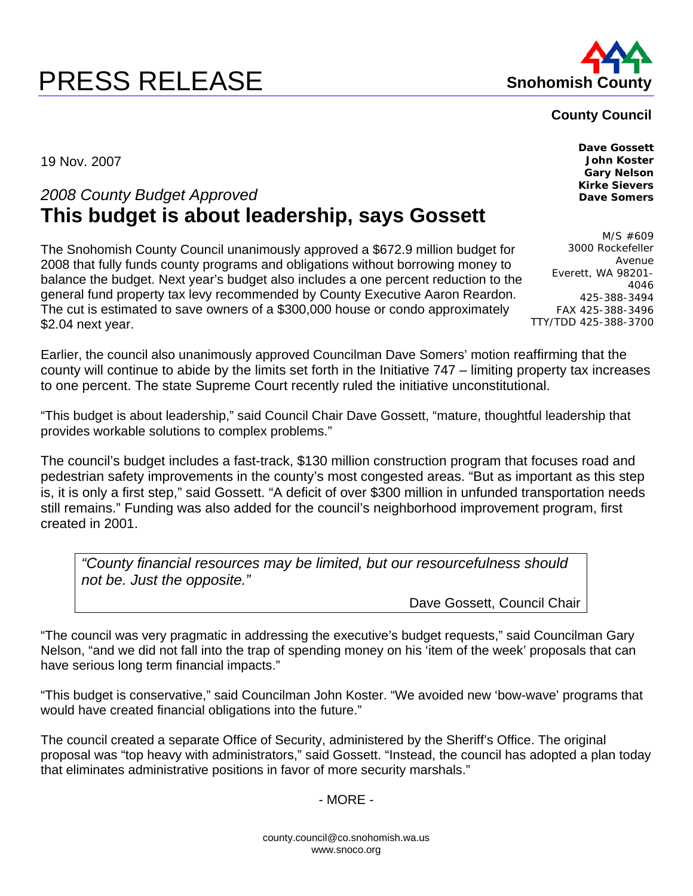# PRESS RELEASE

**Snohomish County**

**County Council**

**Dave Gossett**
**John Koster**
**Gary Nelson**
**Kirke Sievers**
**Dave Somers**

M/S #609
3000 Rockefeller Avenue
Everett, WA 98201-4046
425-388-3494
FAX 425-388-3496
TTY/TDD 425-388-3700

19 Nov. 2007

*2008 County Budget Approved*

## This budget is about leadership, says Gossett

The Snohomish County Council unanimously approved a $672.9 million budget for 2008 that fully funds county programs and obligations without borrowing money to balance the budget. Next year's budget also includes a one percent reduction to the general fund property tax levy recommended by County Executive Aaron Reardon. The cut is estimated to save owners of a $300,000 house or condo approximately $2.04 next year.

Earlier, the council also unanimously approved Councilman Dave Somers' motion reaffirming that the county will continue to abide by the limits set forth in the Initiative 747 – limiting property tax increases to one percent. The state Supreme Court recently ruled the initiative unconstitutional.

"This budget is about leadership," said Council Chair Dave Gossett, "mature, thoughtful leadership that provides workable solutions to complex problems."

The council's budget includes a fast-track, $130 million construction program that focuses road and pedestrian safety improvements in the county's most congested areas. "But as important as this step is, it is only a first step," said Gossett. "A deficit of over $300 million in unfunded transportation needs still remains." Funding was also added for the council's neighborhood improvement program, first created in 2001.

> *"County financial resources may be limited, but our resourcefulness should not be. Just the opposite."*
>
> Dave Gossett, Council Chair

"The council was very pragmatic in addressing the executive's budget requests," said Councilman Gary Nelson, "and we did not fall into the trap of spending money on his 'item of the week' proposals that can have serious long term financial impacts."

"This budget is conservative," said Councilman John Koster. "We avoided new 'bow-wave' programs that would have created financial obligations into the future."

The council created a separate Office of Security, administered by the Sheriff's Office. The original proposal was "top heavy with administrators," said Gossett. "Instead, the council has adopted a plan today that eliminates administrative positions in favor of more security marshals."

- MORE -

county.council@co.snohomish.wa.us
www.snoco.org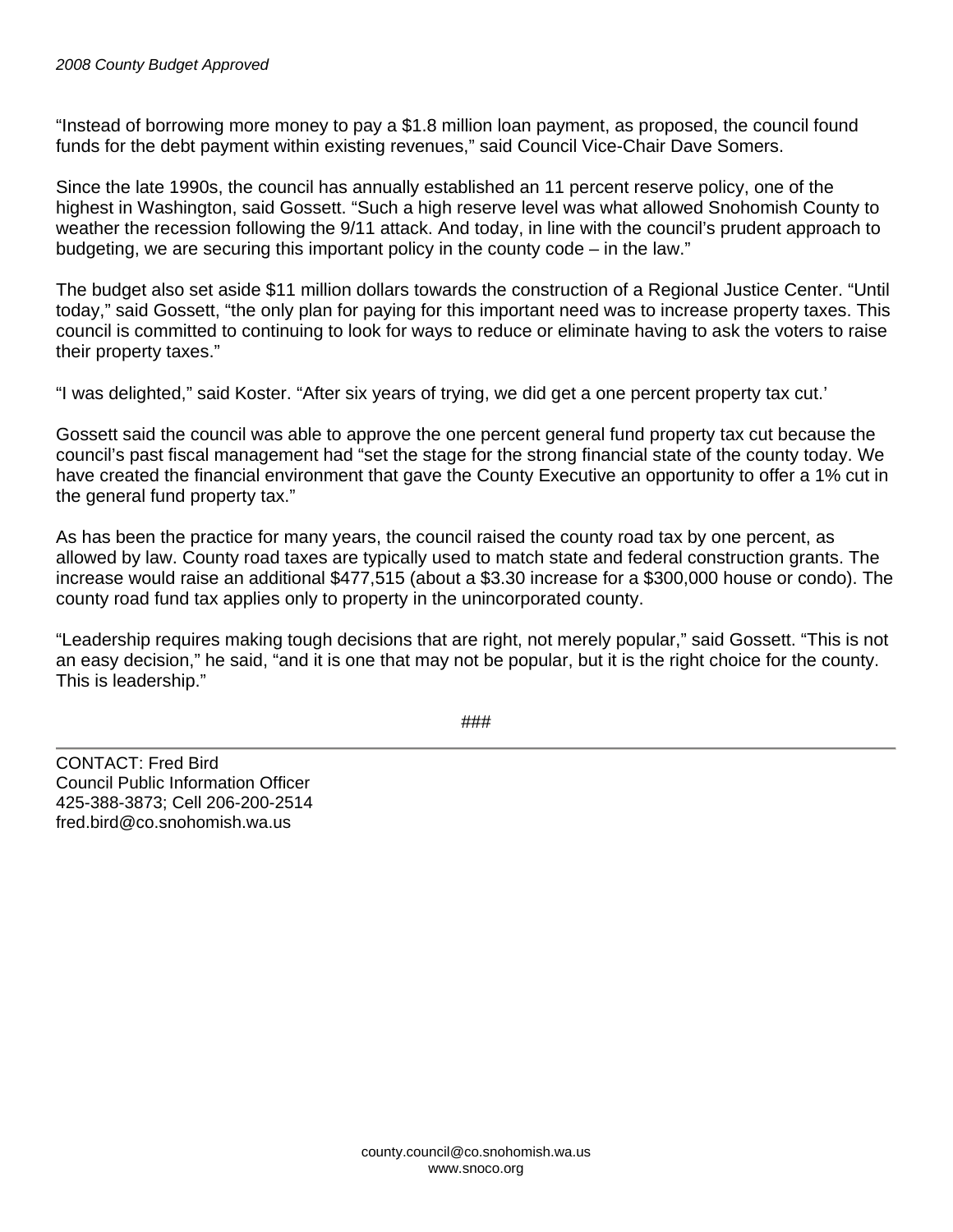"Instead of borrowing more money to pay a $1.8 million loan payment, as proposed, the council found funds for the debt payment within existing revenues," said Council Vice-Chair Dave Somers.

Since the late 1990s, the council has annually established an 11 percent reserve policy, one of the highest in Washington, said Gossett. "Such a high reserve level was what allowed Snohomish County to weather the recession following the 9/11 attack. And today, in line with the council's prudent approach to budgeting, we are securing this important policy in the county code – in the law."

The budget also set aside $11 million dollars towards the construction of a Regional Justice Center. "Until today," said Gossett, "the only plan for paying for this important need was to increase property taxes. This council is committed to continuing to look for ways to reduce or eliminate having to ask the voters to raise their property taxes."

"I was delighted," said Koster. "After six years of trying, we did get a one percent property tax cut.'

Gossett said the council was able to approve the one percent general fund property tax cut because the council's past fiscal management had "set the stage for the strong financial state of the county today. We have created the financial environment that gave the County Executive an opportunity to offer a 1% cut in the general fund property tax."

As has been the practice for many years, the council raised the county road tax by one percent, as allowed by law. County road taxes are typically used to match state and federal construction grants. The increase would raise an additional $477,515 (about a $3.30 increase for a $300,000 house or condo). The county road fund tax applies only to property in the unincorporated county.

"Leadership requires making tough decisions that are right, not merely popular," said Gossett. "This is not an easy decision," he said, "and it is one that may not be popular, but it is the right choice for the county. This is leadership."

###

---

CONTACT: Fred Bird
Council Public Information Officer
425-388-3873; Cell 206-200-2514
fred.bird@co.snohomish.wa.us

county.council@co.snohomish.wa.us
www.snoco.org